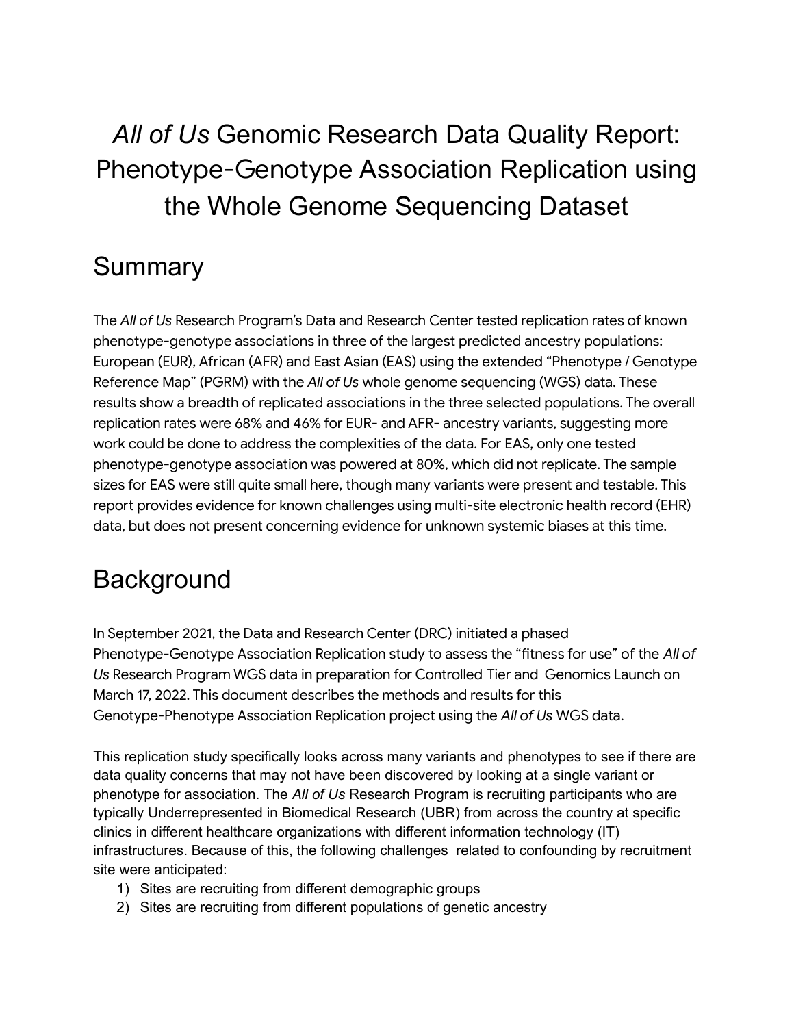# *All of Us* Genomic Research Data Quality Report: Phenotype-Genotype Association Replication using the Whole Genome Sequencing Dataset

## Summary

The *All of Us* Research Program's Data and Research Center tested replication rates of known phenotype-genotype associations in three of the largest predicted ancestry populations: European (EUR), African (AFR) and East Asian (EAS) using the extended "Phenotype / Genotype Reference Map" (PGRM) with the *All of Us* whole genome sequencing (WGS) data. These results show a breadth of replicated associations in the three selected populations. The overall replication rates were 68% and 46% for EUR- and AFR- ancestry variants, suggesting more work could be done to address the complexities of the data. For EAS, only one tested phenotype-genotype association was powered at 80%, which did not replicate. The sample sizes for EAS were still quite small here, though many variants were present and testable. This report provides evidence for known challenges using multi-site electronic health record (EHR) data, but does not present concerning evidence for unknown systemic biases at this time.

## Background

In September 2021, the Data and Research Center (DRC) initiated a phased Phenotype-Genotype Association Replication study to assess the "fitness for use" of the *All of Us* Research Program WGS data in preparation for Controlled Tier and Genomics Launch on March 17, 2022. This document describes the methods and results for this Genotype-Phenotype Association Replication project using the *All of Us* WGS data.

This replication study specifically looks across many variants and phenotypes to see if there are data quality concerns that may not have been discovered by looking at a single variant or phenotype for association. The *All of Us* Research Program is recruiting participants who are typically Underrepresented in Biomedical Research (UBR) from across the country at specific clinics in different healthcare organizations with different information technology (IT) infrastructures. Because of this, the following challenges related to confounding by recruitment site were anticipated:

1) Sites are recruiting from different demographic groups
2) Sites are recruiting from different populations of genetic ancestry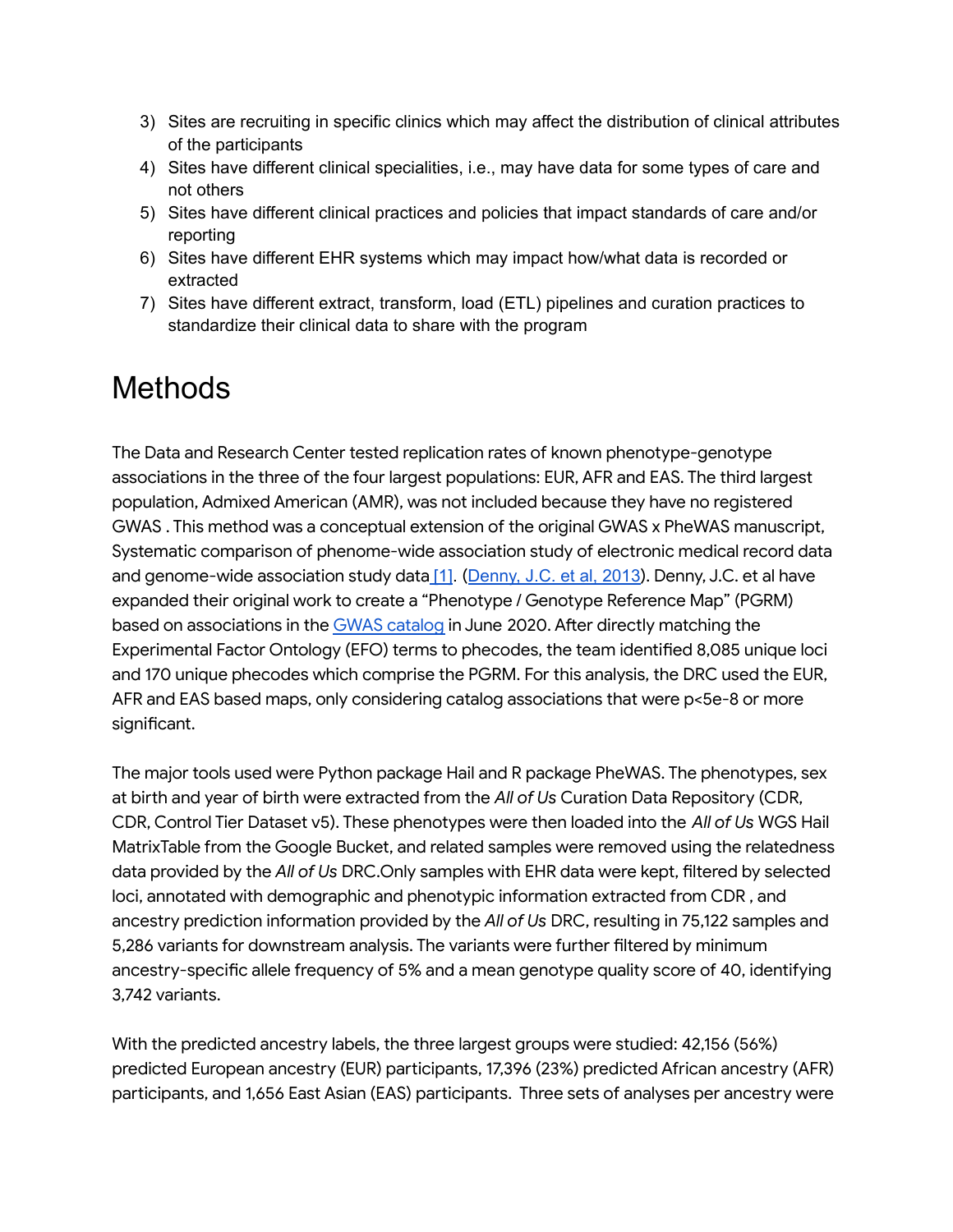3) Sites are recruiting in specific clinics which may affect the distribution of clinical attributes of the participants
4) Sites have different clinical specialities, i.e., may have data for some types of care and not others
5) Sites have different clinical practices and policies that impact standards of care and/or reporting
6) Sites have different EHR systems which may impact how/what data is recorded or extracted
7) Sites have different extract, transform, load (ETL) pipelines and curation practices to standardize their clinical data to share with the program

# Methods

The Data and Research Center tested replication rates of known phenotype-genotype associations in the three of the four largest populations: EUR, AFR and EAS. The third largest population, Admixed American (AMR), was not included because they have no registered GWAS . This method was a conceptual extension of the original GWAS x PheWAS manuscript, Systematic comparison of phenome-wide association study of electronic medical record data and genome-wide association study data [1]. (Denny, J.C. et al, 2013). Denny, J.C. et al have expanded their original work to create a "Phenotype / Genotype Reference Map" (PGRM) based on associations in the GWAS catalog in June 2020. After directly matching the Experimental Factor Ontology (EFO) terms to phecodes, the team identified 8,085 unique loci and 170 unique phecodes which comprise the PGRM. For this analysis, the DRC used the EUR, AFR and EAS based maps, only considering catalog associations that were p<5e-8 or more significant.

The major tools used were Python package Hail and R package PheWAS. The phenotypes, sex at birth and year of birth were extracted from the *All of Us* Curation Data Repository (CDR, CDR, Control Tier Dataset v5). These phenotypes were then loaded into the *All of Us* WGS Hail MatrixTable from the Google Bucket, and related samples were removed using the relatedness data provided by the *All of Us* DRC.Only samples with EHR data were kept, filtered by selected loci, annotated with demographic and phenotypic information extracted from CDR , and ancestry prediction information provided by the *All of Us* DRC, resulting in 75,122 samples and 5,286 variants for downstream analysis. The variants were further filtered by minimum ancestry-specific allele frequency of 5% and a mean genotype quality score of 40, identifying 3,742 variants.

With the predicted ancestry labels, the three largest groups were studied: 42,156 (56%) predicted European ancestry (EUR) participants, 17,396 (23%) predicted African ancestry (AFR) participants, and 1,656 East Asian (EAS) participants. Three sets of analyses per ancestry were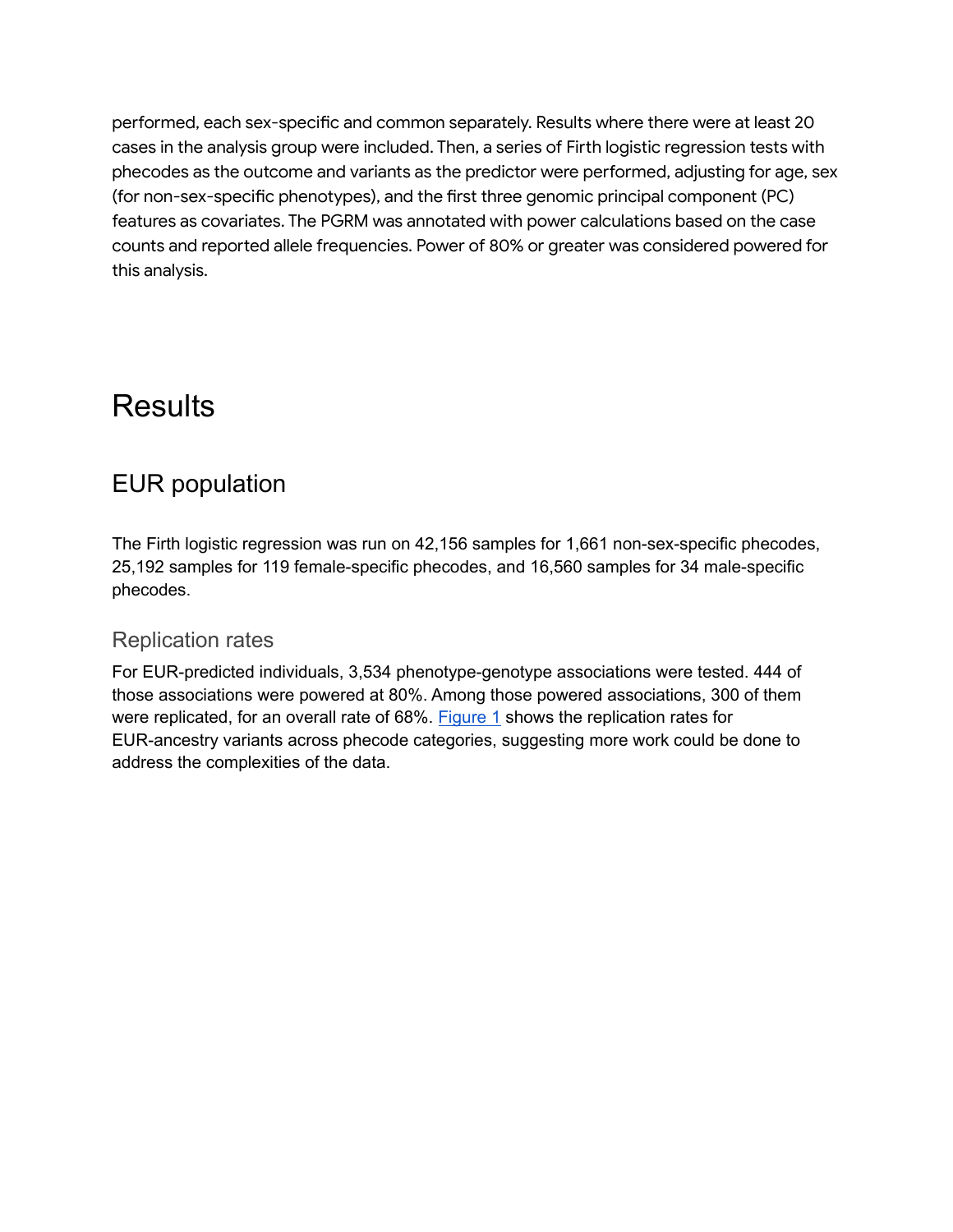performed, each sex-specific and common separately. Results where there were at least 20 cases in the analysis group were included. Then, a series of Firth logistic regression tests with phecodes as the outcome and variants as the predictor were performed, adjusting for age, sex (for non-sex-specific phenotypes), and the first three genomic principal component (PC) features as covariates. The PGRM was annotated with power calculations based on the case counts and reported allele frequencies. Power of 80% or greater was considered powered for this analysis.

# Results

## EUR population

The Firth logistic regression was run on 42,156 samples for 1,661 non-sex-specific phecodes, 25,192 samples for 119 female-specific phecodes, and 16,560 samples for 34 male-specific phecodes.

### Replication rates

For EUR-predicted individuals, 3,534 phenotype-genotype associations were tested. 444 of those associations were powered at 80%. Among those powered associations, 300 of them were replicated, for an overall rate of 68%. Figure 1 shows the replication rates for EUR-ancestry variants across phecode categories, suggesting more work could be done to address the complexities of the data.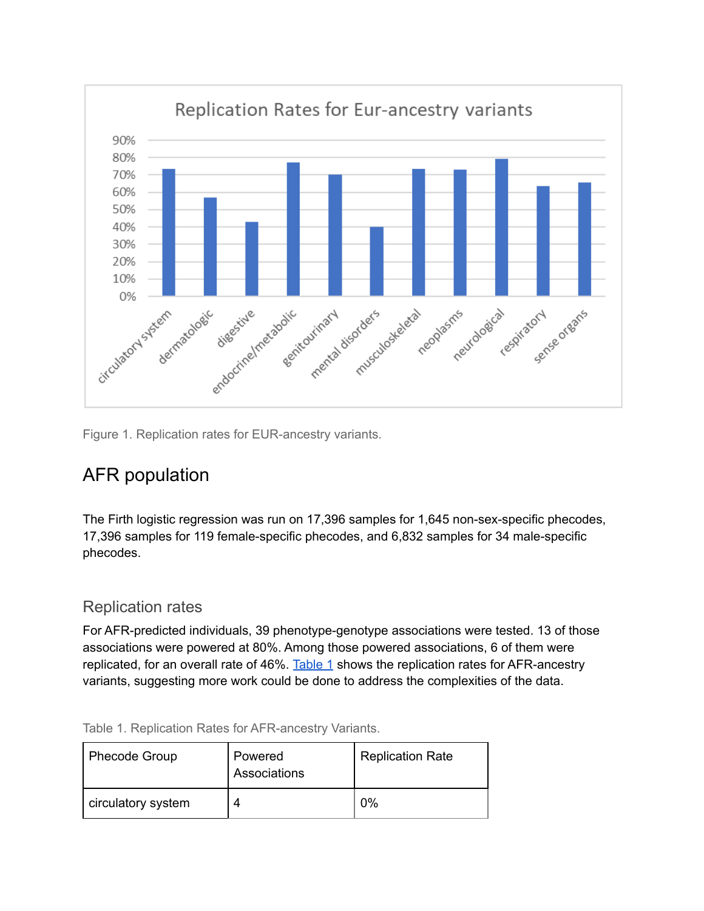Figure 1. Replication rates for EUR-ancestry variants.

## AFR population

The Firth logistic regression was run on 17,396 samples for 1,645 non-sex-specific phecodes, 17,396 samples for 119 female-specific phecodes, and 6,832 samples for 34 male-specific phecodes.

### Replication rates

For AFR-predicted individuals, 39 phenotype-genotype associations were tested. 13 of those associations were powered at 80%. Among those powered associations, 6 of them were replicated, for an overall rate of 46%. Table 1 shows the replication rates for AFR-ancestry variants, suggesting more work could be done to address the complexities of the data.

Table 1. Replication Rates for AFR-ancestry Variants.

| Phecode Group | Powered Associations | Replication Rate |
|---|---|---|
| circulatory system | 4 | 0% |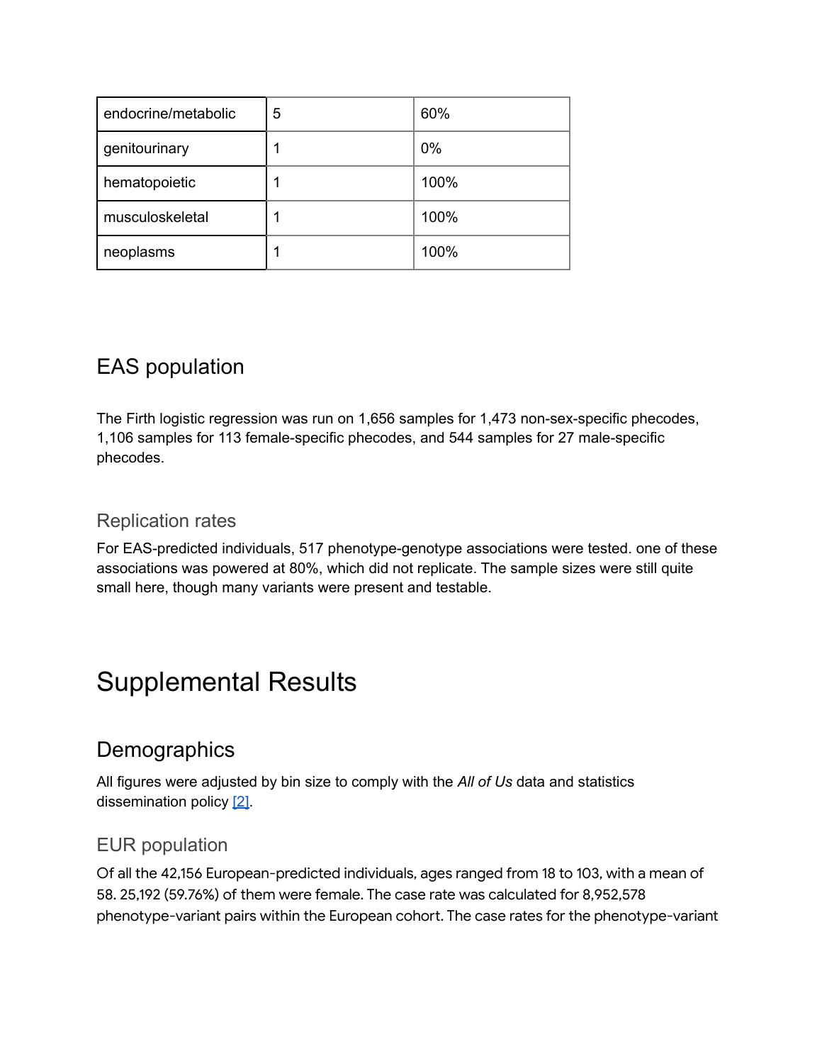| endocrine/metabolic | 5 | 60% |
|---|---|---|
| genitourinary | 1 | 0% |
| hematopoietic | 1 | 100% |
| musculoskeletal | 1 | 100% |
| neoplasms | 1 | 100% |

## EAS population

The Firth logistic regression was run on 1,656 samples for 1,473 non-sex-specific phecodes, 1,106 samples for 113 female-specific phecodes, and 544 samples for 27 male-specific phecodes.

### Replication rates

For EAS-predicted individuals, 517 phenotype-genotype associations were tested. one of these associations was powered at 80%, which did not replicate. The sample sizes were still quite small here, though many variants were present and testable.

# Supplemental Results

## Demographics

All figures were adjusted by bin size to comply with the *All of Us* data and statistics dissemination policy [2].

### EUR population

Of all the 42,156 European-predicted individuals, ages ranged from 18 to 103, with a mean of 58. 25,192 (59.76%) of them were female. The case rate was calculated for 8,952,578 phenotype-variant pairs within the European cohort. The case rates for the phenotype-variant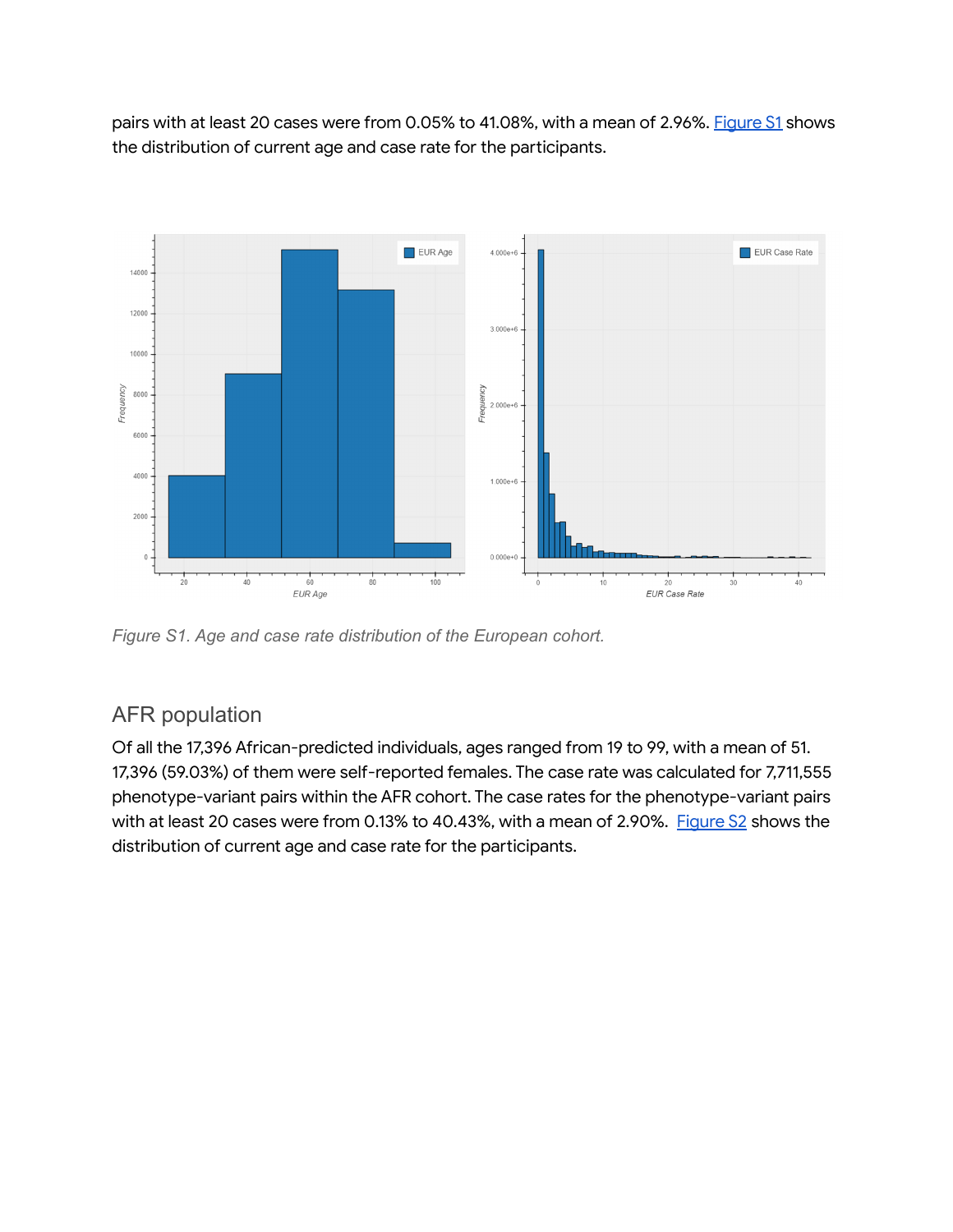pairs with at least 20 cases were from 0.05% to 41.08%, with a mean of 2.96%. Figure S1 shows the distribution of current age and case rate for the participants.

*Figure S1. Age and case rate distribution of the European cohort.*

## AFR population

Of all the 17,396 African-predicted individuals, ages ranged from 19 to 99, with a mean of 51. 17,396 (59.03%) of them were self-reported females. The case rate was calculated for 7,711,555 phenotype-variant pairs within the AFR cohort. The case rates for the phenotype-variant pairs with at least 20 cases were from 0.13% to 40.43%, with a mean of 2.90%. Figure S2 shows the distribution of current age and case rate for the participants.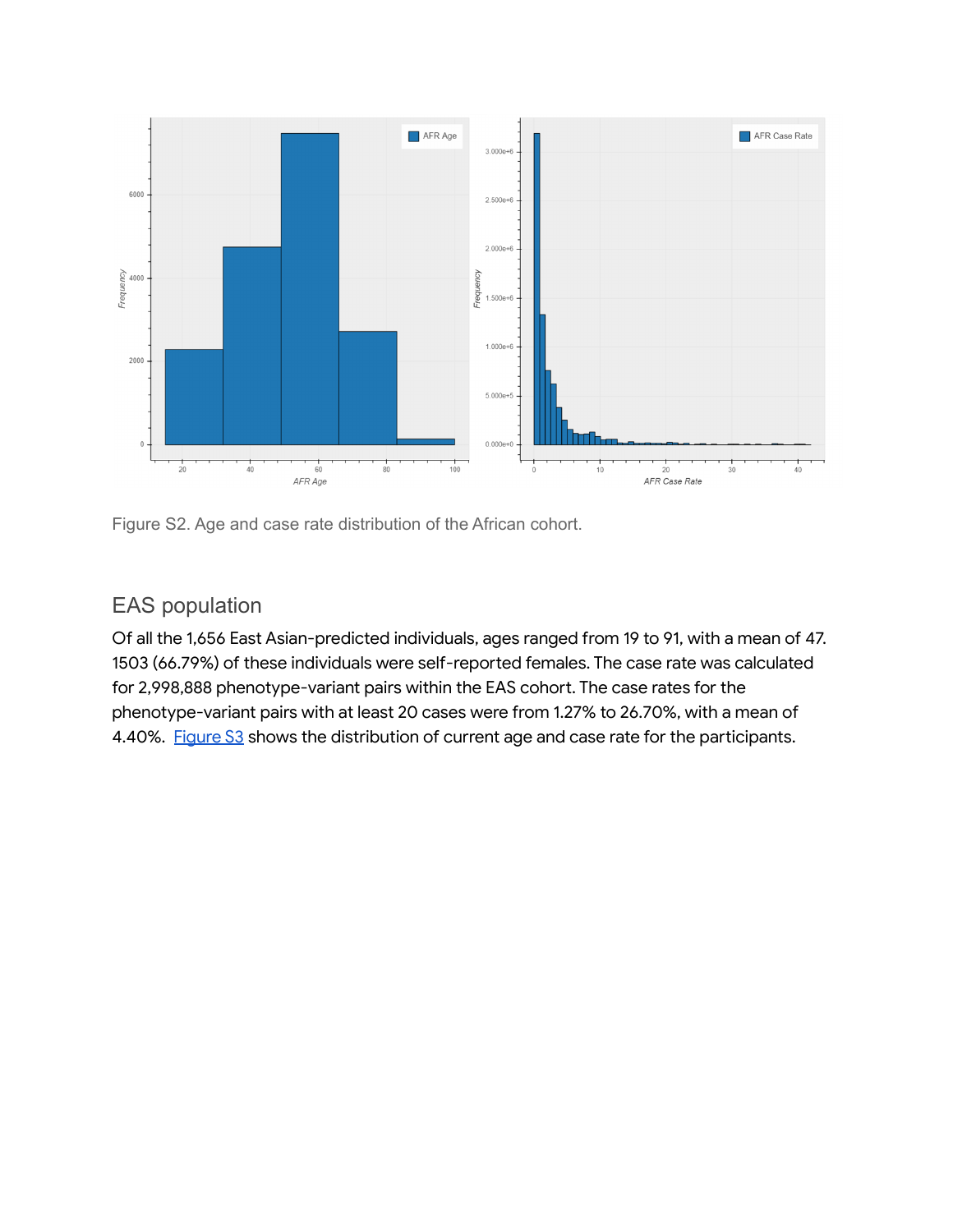Figure S2. Age and case rate distribution of the African cohort.

## EAS population

Of all the 1,656 East Asian-predicted individuals, ages ranged from 19 to 91, with a mean of 47. 1503 (66.79%) of these individuals were self-reported females. The case rate was calculated for 2,998,888 phenotype-variant pairs within the EAS cohort. The case rates for the phenotype-variant pairs with at least 20 cases were from 1.27% to 26.70%, with a mean of 4.40%. [Figure S3](#) shows the distribution of current age and case rate for the participants.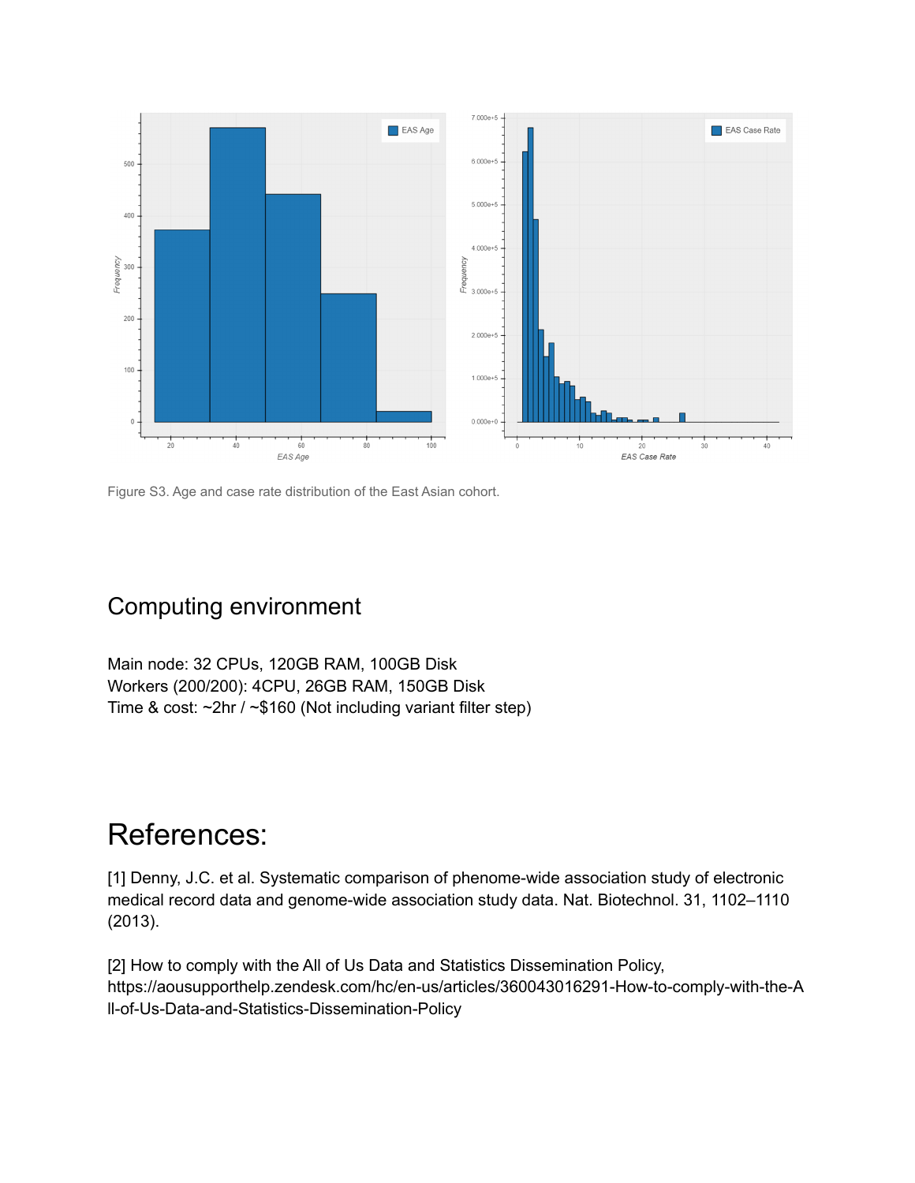EAS Age

Frequency

500

400

300

200

100

0

20

40

60

80

100

EAS Age

EAS Case Rate

Frequency

7.000e+5

6.000e+5

5.000e+5

4.000e+5

3.000e+5

2.000e+5

1.000e+5

0.000e+0

0

10

20

30

40

EAS Case Rate

Figure S3. Age and case rate distribution of the East Asian cohort.

## Computing environment

Main node: 32 CPUs, 120GB RAM, 100GB Disk
Workers (200/200): 4CPU, 26GB RAM, 150GB Disk
Time & cost: ~2hr / ~$160 (Not including variant filter step)

# References:

[1] Denny, J.C. et al. Systematic comparison of phenome-wide association study of electronic medical record data and genome-wide association study data. Nat. Biotechnol. 31, 1102–1110 (2013).

[2] How to comply with the All of Us Data and Statistics Dissemination Policy, https://aousupporthelp.zendesk.com/hc/en-us/articles/360043016291-How-to-comply-with-the-All-of-Us-Data-and-Statistics-Dissemination-Policy